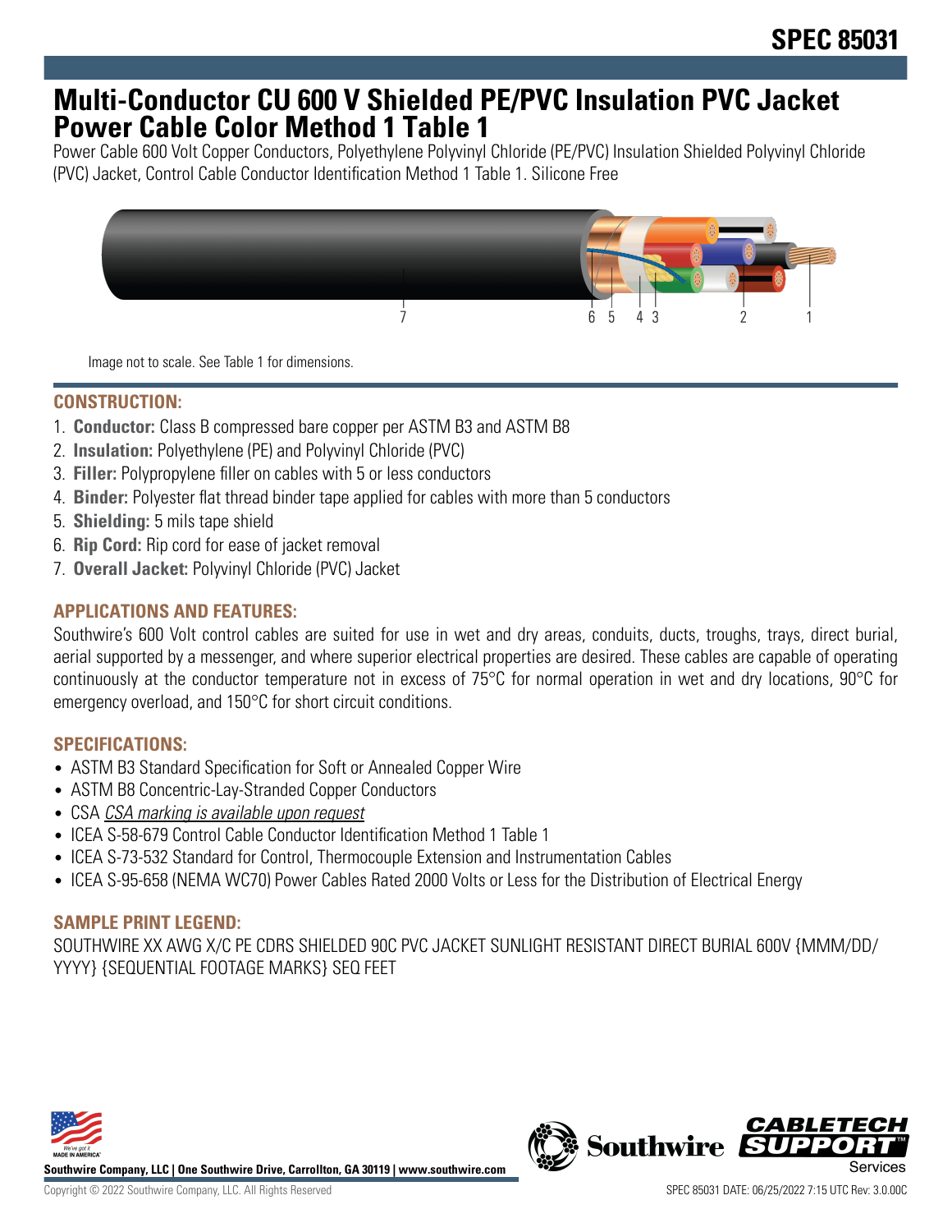# SPEC 85031

# Multi-Conductor CU 600 V Shielded PE/PVC Insulation PVC Jacket Power Cable Color Method 1 Table 1

Power Cable 600 Volt Copper Conductors, Polyethylene Polyvinyl Chloride (PE/PVC) Insulation Shielded Polyvinyl Chloride (PVC) Jacket, Control Cable Conductor Identification Method 1 Table 1. Silicone Free

7 6 5 4 3 2 1

Image not to scale. See Table 1 for dimensions.

## CONSTRUCTION:

1. **Conductor:** Class B compressed bare copper per ASTM B3 and ASTM B8
2. **Insulation:** Polyethylene (PE) and Polyvinyl Chloride (PVC)
3. **Filler:** Polypropylene filler on cables with 5 or less conductors
4. **Binder:** Polyester flat thread binder tape applied for cables with more than 5 conductors
5. **Shielding:** 5 mils tape shield
6. **Rip Cord:** Rip cord for ease of jacket removal
7. **Overall Jacket:** Polyvinyl Chloride (PVC) Jacket

## APPLICATIONS AND FEATURES:

Southwire's 600 Volt control cables are suited for use in wet and dry areas, conduits, ducts, troughs, trays, direct burial, aerial supported by a messenger, and where superior electrical properties are desired. These cables are capable of operating continuously at the conductor temperature not in excess of 75°C for normal operation in wet and dry locations, 90°C for emergency overload, and 150°C for short circuit conditions.

## SPECIFICATIONS:

- ASTM B3 Standard Specification for Soft or Annealed Copper Wire
- ASTM B8 Concentric-Lay-Stranded Copper Conductors
- CSA *CSA marking is available upon request*
- ICEA S-58-679 Control Cable Conductor Identification Method 1 Table 1
- ICEA S-73-532 Standard for Control, Thermocouple Extension and Instrumentation Cables
- ICEA S-95-658 (NEMA WC70) Power Cables Rated 2000 Volts or Less for the Distribution of Electrical Energy

## SAMPLE PRINT LEGEND:

SOUTHWIRE XX AWG X/C PE CDRS SHIELDED 90C PVC JACKET SUNLIGHT RESISTANT DIRECT BURIAL 600V {MMM/DD/YYYY} {SEQUENTIAL FOOTAGE MARKS} SEQ FEET

**Southwire Company, LLC | One Southwire Drive, Carrollton, GA 30119 | www.southwire.com**

Copyright © 2022 Southwire Company, LLC. All Rights Reserved

SPEC 85031 DATE: 06/25/2022 7:15 UTC Rev: 3.0.00C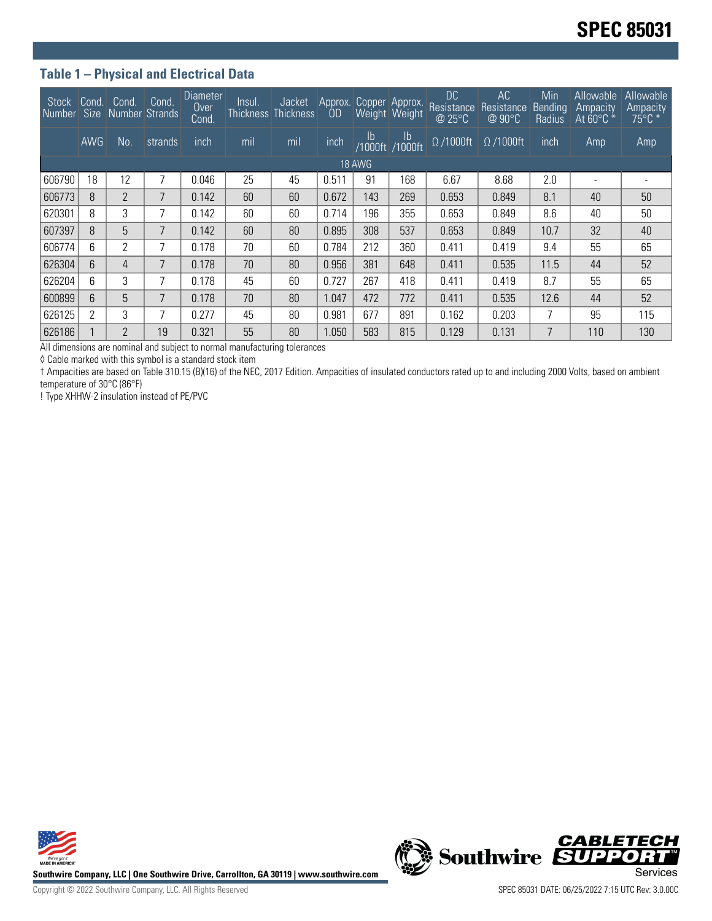## Table 1 – Physical and Electrical Data

| Stock Number | Cond. Size | Cond. Number | Cond. Strands | Diameter Over Cond. | Insul. Thickness | Jacket Thickness | Approx. OD | Copper Weight | Approx. Weight | DC Resistance @ 25°C | AC Resistance @ 90°C | Min Bending Radius | Allowable Ampacity At 60°C * | Allowable Ampacity 75°C * |
|---|---|---|---|---|---|---|---|---|---|---|---|---|---|---|
| | AWG | No. | strands | inch | mil | mil | inch | lb /1000ft | lb /1000ft | Ω /1000ft | Ω /1000ft | inch | Amp | Amp |
| 18 AWG | | | | | | | | | | | | | | |
| 606790 | 18 | 12 | 7 | 0.046 | 25 | 45 | 0.511 | 91 | 168 | 6.67 | 8.68 | 2.0 | - | - |
| 606773 | 8 | 2 | 7 | 0.142 | 60 | 60 | 0.672 | 143 | 269 | 0.653 | 0.849 | 8.1 | 40 | 50 |
| 620301 | 8 | 3 | 7 | 0.142 | 60 | 60 | 0.714 | 196 | 355 | 0.653 | 0.849 | 8.6 | 40 | 50 |
| 607397 | 8 | 5 | 7 | 0.142 | 60 | 80 | 0.895 | 308 | 537 | 0.653 | 0.849 | 10.7 | 32 | 40 |
| 606774 | 6 | 2 | 7 | 0.178 | 70 | 60 | 0.784 | 212 | 360 | 0.411 | 0.419 | 9.4 | 55 | 65 |
| 626304 | 6 | 4 | 7 | 0.178 | 70 | 80 | 0.956 | 381 | 648 | 0.411 | 0.535 | 11.5 | 44 | 52 |
| 626204 | 6 | 3 | 7 | 0.178 | 45 | 60 | 0.727 | 267 | 418 | 0.411 | 0.419 | 8.7 | 55 | 65 |
| 600899 | 6 | 5 | 7 | 0.178 | 70 | 80 | 1.047 | 472 | 772 | 0.411 | 0.535 | 12.6 | 44 | 52 |
| 626125 | 2 | 3 | 7 | 0.277 | 45 | 80 | 0.981 | 677 | 891 | 0.162 | 0.203 | 7 | 95 | 115 |
| 626186 | 1 | 2 | 19 | 0.321 | 55 | 80 | 1.050 | 583 | 815 | 0.129 | 0.131 | 7 | 110 | 130 |

All dimensions are nominal and subject to normal manufacturing tolerances

◊ Cable marked with this symbol is a standard stock item

† Ampacities are based on Table 310.15 (B)(16) of the NEC, 2017 Edition. Ampacities of insulated conductors rated up to and including 2000 Volts, based on ambient temperature of 30°C (86°F)

! Type XHHW-2 insulation instead of PE/PVC